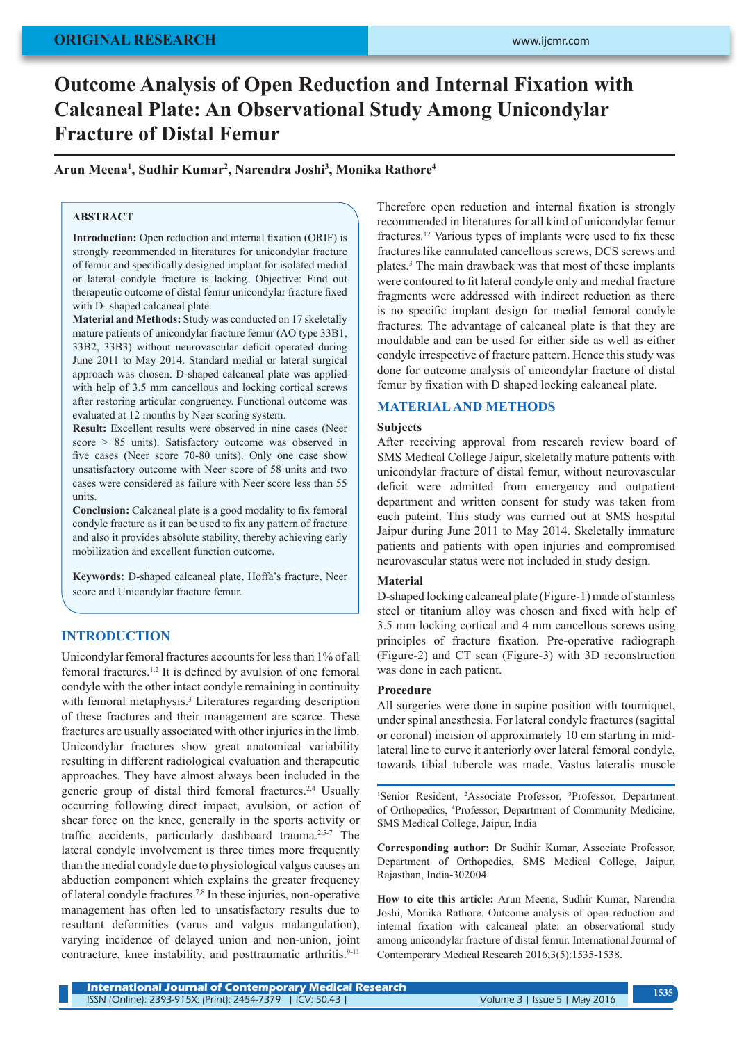ORIGINAL RESEARCH

# Outcome Analysis of Open Reduction and Internal Fixation with Calcaneal Plate: An Observational Study Among Unicondylar Fracture of Distal Femur

**Arun Meena[1], Sudhir Kumar[2], Narendra Joshi[3], Monika Rathore[4]**

## ABSTRACT

**Introduction:** Open reduction and internal fixation (ORIF) is strongly recommended in literatures for unicondylar fracture of femur and specifically designed implant for isolated medial or lateral condyle fracture is lacking. Objective: Find out therapeutic outcome of distal femur unicondylar fracture fixed with D- shaped calcaneal plate.

**Material and Methods:** Study was conducted on 17 skeletally mature patients of unicondylar fracture femur (AO type 33B1, 33B2, 33B3) without neurovascular deficit operated during June 2011 to May 2014. Standard medial or lateral surgical approach was chosen. D-shaped calcaneal plate was applied with help of 3.5 mm cancellous and locking cortical screws after restoring articular congruency. Functional outcome was evaluated at 12 months by Neer scoring system.

**Result:** Excellent results were observed in nine cases (Neer score > 85 units). Satisfactory outcome was observed in five cases (Neer score 70-80 units). Only one case show unsatisfactory outcome with Neer score of 58 units and two cases were considered as failure with Neer score less than 55 units.

**Conclusion:** Calcaneal plate is a good modality to fix femoral condyle fracture as it can be used to fix any pattern of fracture and also it provides absolute stability, thereby achieving early mobilization and excellent function outcome.

**Keywords:** D-shaped calcaneal plate, Hoffa's fracture, Neer score and Unicondylar fracture femur.

## INTRODUCTION

Unicondylar femoral fractures accounts for less than 1% of all femoral fractures.[1,2] It is defined by avulsion of one femoral condyle with the other intact condyle remaining in continuity with femoral metaphysis.[3] Literatures regarding description of these fractures and their management are scarce. These fractures are usually associated with other injuries in the limb. Unicondylar fractures show great anatomical variability resulting in different radiological evaluation and therapeutic approaches. They have almost always been included in the generic group of distal third femoral fractures.[2,4] Usually occurring following direct impact, avulsion, or action of shear force on the knee, generally in the sports activity or traffic accidents, particularly dashboard trauma.[2,5-7] The lateral condyle involvement is three times more frequently than the medial condyle due to physiological valgus causes an abduction component which explains the greater frequency of lateral condyle fractures.[7,8] In these injuries, non-operative management has often led to unsatisfactory results due to resultant deformities (varus and valgus malangulation), varying incidence of delayed union and non-union, joint contracture, knee instability, and posttraumatic arthritis.[9-11] Therefore open reduction and internal fixation is strongly recommended in literatures for all kind of unicondylar femur fractures.[12] Various types of implants were used to fix these fractures like cannulated cancellous screws, DCS screws and plates.[3] The main drawback was that most of these implants were contoured to fit lateral condyle only and medial fracture fragments were addressed with indirect reduction as there is no specific implant design for medial femoral condyle fractures. The advantage of calcaneal plate is that they are mouldable and can be used for either side as well as either condyle irrespective of fracture pattern. Hence this study was done for outcome analysis of unicondylar fracture of distal femur by fixation with D shaped locking calcaneal plate.

## MATERIAL AND METHODS

### Subjects

After receiving approval from research review board of SMS Medical College Jaipur, skeletally mature patients with unicondylar fracture of distal femur, without neurovascular deficit were admitted from emergency and outpatient department and written consent for study was taken from each pateint. This study was carried out at SMS hospital Jaipur during June 2011 to May 2014. Skeletally immature patients and patients with open injuries and compromised neurovascular status were not included in study design.

### Material

D-shaped locking calcaneal plate (Figure-1) made of stainless steel or titanium alloy was chosen and fixed with help of 3.5 mm locking cortical and 4 mm cancellous screws using principles of fracture fixation. Pre-operative radiograph (Figure-2) and CT scan (Figure-3) with 3D reconstruction was done in each patient.

### Procedure

All surgeries were done in supine position with tourniquet, under spinal anesthesia. For lateral condyle fractures (sagittal or coronal) incision of approximately 10 cm starting in mid-lateral line to curve it anteriorly over lateral femoral condyle, towards tibial tubercle was made. Vastus lateralis muscle

[1]Senior Resident, [2]Associate Professor, [3]Professor, Department of Orthopedics, [4]Professor, Department of Community Medicine, SMS Medical College, Jaipur, India

**Corresponding author:** Dr Sudhir Kumar, Associate Professor, Department of Orthopedics, SMS Medical College, Jaipur, Rajasthan, India-302004.

**How to cite this article:** Arun Meena, Sudhir Kumar, Narendra Joshi, Monika Rathore. Outcome analysis of open reduction and internal fixation with calcaneal plate: an observational study among unicondylar fracture of distal femur. International Journal of Contemporary Medical Research 2016;3(5):1535-1538.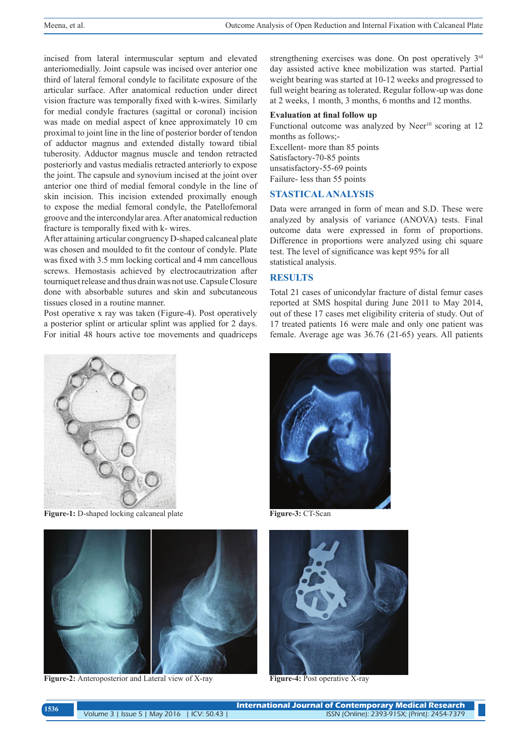incised from lateral intermuscular septum and elevated anteriomedially. Joint capsule was incised over anterior one third of lateral femoral condyle to facilitate exposure of the articular surface. After anatomical reduction under direct vision fracture was temporally fixed with k-wires. Similarly for medial condyle fractures (sagittal or coronal) incision was made on medial aspect of knee approximately 10 cm proximal to joint line in the line of posterior border of tendon of adductor magnus and extended distally toward tibial tuberosity. Adductor magnus muscle and tendon retracted posteriorly and vastus medialis retracted anteriorly to expose the joint. The capsule and synovium incised at the joint over anterior one third of medial femoral condyle in the line of skin incision. This incision extended proximally enough to expose the medial femoral condyle, the Patellofemoral groove and the intercondylar area. After anatomical reduction fracture is temporally fixed with k- wires.

After attaining articular congruency D-shaped calcaneal plate was chosen and moulded to fit the contour of condyle. Plate was fixed with 3.5 mm locking cortical and 4 mm cancellous screws. Hemostasis achieved by electrocautrization after tourniquet release and thus drain was not use. Capsule Closure done with absorbable sutures and skin and subcutaneous tissues closed in a routine manner.

Post operative x ray was taken (Figure-4). Post operatively a posterior splint or articular splint was applied for 2 days. For initial 48 hours active toe movements and quadriceps strengthening exercises was done. On post operatively 3rd day assisted active knee mobilization was started. Partial weight bearing was started at 10-12 weeks and progressed to full weight bearing as tolerated. Regular follow-up was done at 2 weeks, 1 month, 3 months, 6 months and 12 months.

### Evaluation at final follow up

Functional outcome was analyzed by Neer[10] scoring at 12 months as follows;-

Excellent- more than 85 points
Satisfactory-70-85 points
unsatisfactory-55-69 points
Failure- less than 55 points

## STASTICAL ANALYSIS

Data were arranged in form of mean and S.D. These were analyzed by analysis of variance (ANOVA) tests. Final outcome data were expressed in form of proportions. Difference in proportions were analyzed using chi square test. The level of significance was kept 95% for all statistical analysis.

## RESULTS

Total 21 cases of unicondylar fracture of distal femur cases reported at SMS hospital during June 2011 to May 2014, out of these 17 cases met eligibility criteria of study. Out of 17 treated patients 16 were male and only one patient was female. Average age was 36.76 (21-65) years. All patients

**Figure-1:** D-shaped locking calcaneal plate

**Figure-3:** CT-Scan

**Figure-2:** Anteroposterior and Lateral view of X-ray

**Figure-4:** Post operative X-ray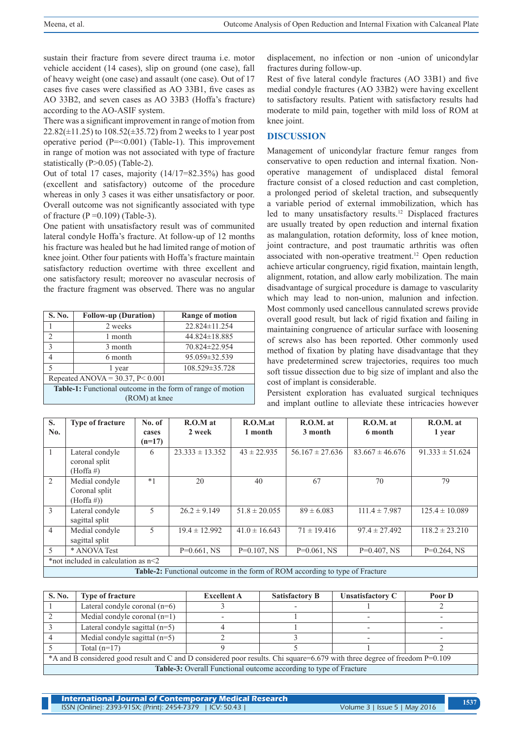sustain their fracture from severe direct trauma i.e. motor vehicle accident (14 cases), slip on ground (one case), fall of heavy weight (one case) and assault (one case). Out of 17 cases five cases were classified as AO 33B1, five cases as AO 33B2, and seven cases as AO 33B3 (Hoffa's fracture) according to the AO-ASIF system.

There was a significant improvement in range of motion from 22.82(±11.25) to 108.52(±35.72) from 2 weeks to 1 year post operative period (P=<0.001) (Table-1). This improvement in range of motion was not associated with type of fracture statistically (P>0.05) (Table-2).

Out of total 17 cases, majority (14/17=82.35%) has good (excellent and satisfactory) outcome of the procedure whereas in only 3 cases it was either unsatisfactory or poor. Overall outcome was not significantly associated with type of fracture (P =0.109) (Table-3).

One patient with unsatisfactory result was of communited lateral condyle Hoffa's fracture. At follow-up of 12 months his fracture was healed but he had limited range of motion of knee joint. Other four patients with Hoffa's fracture maintain satisfactory reduction overtime with three excellent and one satisfactory result; moreover no avascular necrosis of the fracture fragment was observed. There was no angular displacement, no infection or non -union of unicondylar fractures during follow-up.

| S. No. | Follow-up (Duration) | Range of motion |
|---|---|---|
| 1 | 2 weeks | 22.824±11.254 |
| 2 | 1 month | 44.824±18.885 |
| 3 | 3 month | 70.824±22.954 |
| 4 | 6 month | 95.059±32.539 |
| 5 | 1 year | 108.529±35.728 |
| Repeated ANOVA = 30.37, P< 0.001 | | |

**Table-1:** Functional outcome in the form of range of motion (ROM) at knee

Rest of five lateral condyle fractures (AO 33B1) and five medial condyle fractures (AO 33B2) were having excellent to satisfactory results. Patient with satisfactory results had moderate to mild pain, together with mild loss of ROM at knee joint.

## DISCUSSION

Management of unicondylar fracture femur ranges from conservative to open reduction and internal fixation. Non-operative management of undisplaced distal femoral fracture consist of a closed reduction and cast completion, a prolonged period of skeletal traction, and subsequently a variable period of external immobilization, which has led to many unsatisfactory results.[12] Displaced fractures are usually treated by open reduction and internal fixation as malangulation, rotation deformity, loss of knee motion, joint contracture, and post traumatic arthritis was often associated with non-operative treatment.[12] Open reduction achieve articular congruency, rigid fixation, maintain length, alignment, rotation, and allow early mobilization. The main disadvantage of surgical procedure is damage to vascularity which may lead to non-union, malunion and infection. Most commonly used cancellous cannulated screws provide overall good result, but lack of rigid fixation and failing in maintaining congruence of articular surface with loosening of screws also has been reported. Other commonly used method of fixation by plating have disadvantage that they have predetermined screw trajectories, requires too much soft tissue dissection due to big size of implant and also the cost of implant is considerable.

Persistent exploration has evaluated surgical techniques and implant outline to alleviate these intricacies however

| S. No. | Type of fracture | No. of cases (n=17) | R.O.M at 2 week | R.O.M.at 1 month | R.O.M. at 3 month | R.O.M. at 6 month | R.O.M. at 1 year |
|---|---|---|---|---|---|---|---|
| 1 | Lateral condyle coronal split (Hoffa #) | 6 | 23.333 ± 13.352 | 43 ± 22.935 | 56.167 ± 27.636 | 83.667 ± 46.676 | 91.333 ± 51.624 |
| 2 | Medial condyle Coronal split (Hoffa #)) | *1 | 20 | 40 | 67 | 70 | 79 |
| 3 | Lateral condyle sagittal split | 5 | 26.2 ± 9.149 | 51.8 ± 20.055 | 89 ± 6.083 | 111.4 ± 7.987 | 125.4 ± 10.089 |
| 4 | Medial condyle sagittal split | 5 | 19.4 ± 12.992 | 41.0 ± 16.643 | 71 ± 19.416 | 97.4 ± 27.492 | 118.2 ± 23.210 |
| 5 | * ANOVA Test | | P=0.661, NS | P=0.107, NS | P=0.061, NS | P=0.407, NS | P=0.264, NS |
| *not included in calculation as n<2 | | | | | | | |

**Table-2:** Functional outcome in the form of ROM according to type of Fracture

| S. No. | Type of fracture | Excellent A | Satisfactory B | Unsatisfactory C | Poor D |
|---|---|---|---|---|---|
| 1 | Lateral condyle coronal (n=6) | 3 | - | 1 | 2 |
| 2 | Medial condyle coronal (n=1) | - | 1 | - | - |
| 3 | Lateral condyle sagittal (n=5) | 4 | 1 | - | - |
| 4 | Medial condyle sagittal (n=5) | 2 | 3 | - | - |
| 5 | Total (n=17) | 9 | 5 | 1 | 2 |
| *A and B considered good result and C and D considered poor results. Chi square=6.679 with three degree of freedom P=0.109 | | | | | |

**Table-3:** Overall Functional outcome according to type of Fracture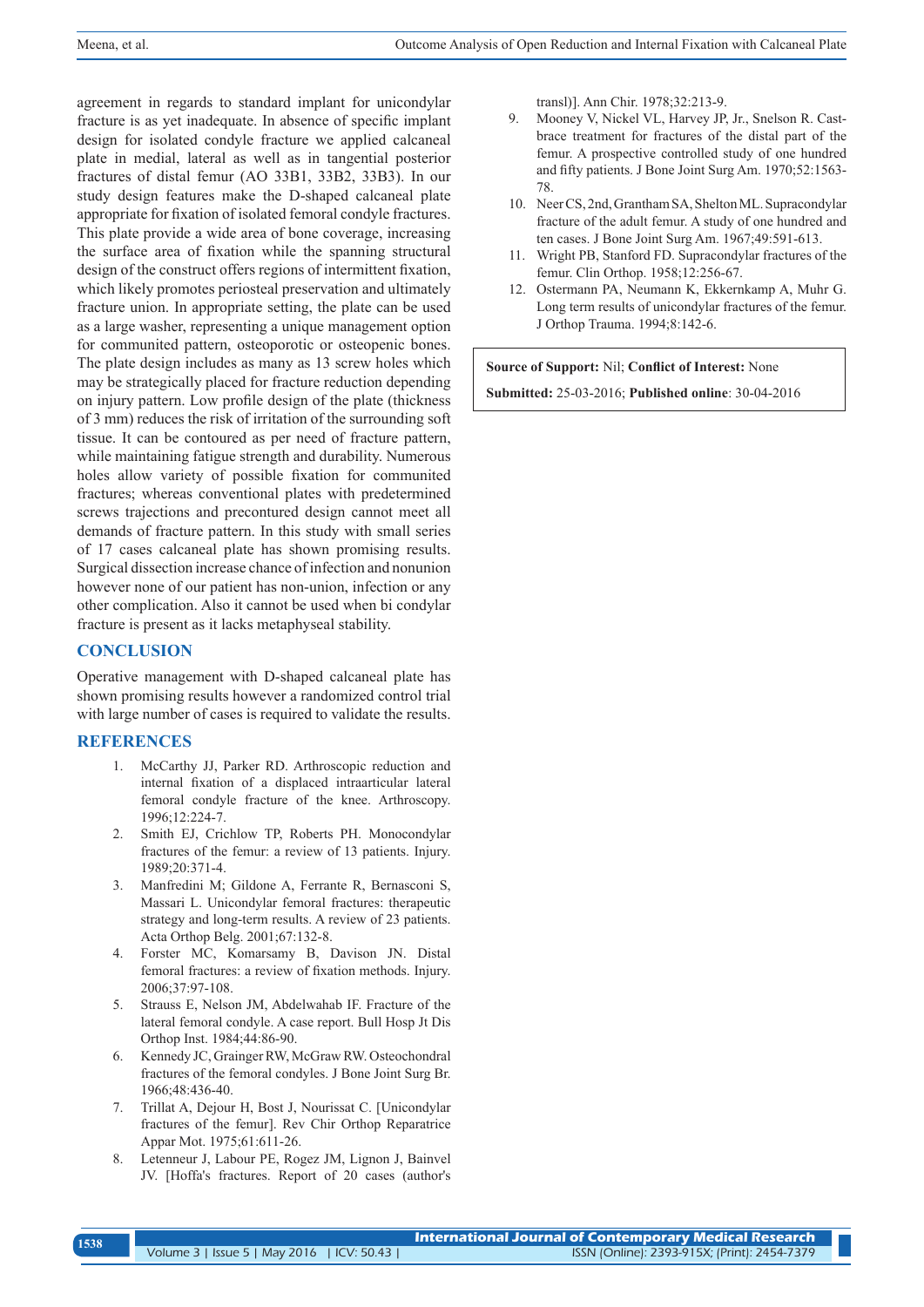agreement in regards to standard implant for unicondylar fracture is as yet inadequate. In absence of specific implant design for isolated condyle fracture we applied calcaneal plate in medial, lateral as well as in tangential posterior fractures of distal femur (AO 33B1, 33B2, 33B3). In our study design features make the D-shaped calcaneal plate appropriate for fixation of isolated femoral condyle fractures. This plate provide a wide area of bone coverage, increasing the surface area of fixation while the spanning structural design of the construct offers regions of intermittent fixation, which likely promotes periosteal preservation and ultimately fracture union. In appropriate setting, the plate can be used as a large washer, representing a unique management option for communited pattern, osteoporotic or osteopenic bones. The plate design includes as many as 13 screw holes which may be strategically placed for fracture reduction depending on injury pattern. Low profile design of the plate (thickness of 3 mm) reduces the risk of irritation of the surrounding soft tissue. It can be contoured as per need of fracture pattern, while maintaining fatigue strength and durability. Numerous holes allow variety of possible fixation for communited fractures; whereas conventional plates with predetermined screws trajections and precontured design cannot meet all demands of fracture pattern. In this study with small series of 17 cases calcaneal plate has shown promising results. Surgical dissection increase chance of infection and nonunion however none of our patient has non-union, infection or any other complication. Also it cannot be used when bi condylar fracture is present as it lacks metaphyseal stability.

## CONCLUSION

Operative management with D-shaped calcaneal plate has shown promising results however a randomized control trial with large number of cases is required to validate the results.

## REFERENCES

1. McCarthy JJ, Parker RD. Arthroscopic reduction and internal fixation of a displaced intraarticular lateral femoral condyle fracture of the knee. Arthroscopy. 1996;12:224-7.
2. Smith EJ, Crichlow TP, Roberts PH. Monocondylar fractures of the femur: a review of 13 patients. Injury. 1989;20:371-4.
3. Manfredini M; Gildone A, Ferrante R, Bernasconi S, Massari L. Unicondylar femoral fractures: therapeutic strategy and long-term results. A review of 23 patients. Acta Orthop Belg. 2001;67:132-8.
4. Forster MC, Komarsamy B, Davison JN. Distal femoral fractures: a review of fixation methods. Injury. 2006;37:97-108.
5. Strauss E, Nelson JM, Abdelwahab IF. Fracture of the lateral femoral condyle. A case report. Bull Hosp Jt Dis Orthop Inst. 1984;44:86-90.
6. Kennedy JC, Grainger RW, McGraw RW. Osteochondral fractures of the femoral condyles. J Bone Joint Surg Br. 1966;48:436-40.
7. Trillat A, Dejour H, Bost J, Nourissat C. [Unicondylar fractures of the femur]. Rev Chir Orthop Reparatrice Appar Mot. 1975;61:611-26.
8. Letenneur J, Labour PE, Rogez JM, Lignon J, Bainvel JV. [Hoffa's fractures. Report of 20 cases (author's transl)]. Ann Chir. 1978;32:213-9.
9. Mooney V, Nickel VL, Harvey JP, Jr., Snelson R. Cast-brace treatment for fractures of the distal part of the femur. A prospective controlled study of one hundred and fifty patients. J Bone Joint Surg Am. 1970;52:1563-78.
10. Neer CS, 2nd, Grantham SA, Shelton ML. Supracondylar fracture of the adult femur. A study of one hundred and ten cases. J Bone Joint Surg Am. 1967;49:591-613.
11. Wright PB, Stanford FD. Supracondylar fractures of the femur. Clin Orthop. 1958;12:256-67.
12. Ostermann PA, Neumann K, Ekkernkamp A, Muhr G. Long term results of unicondylar fractures of the femur. J Orthop Trauma. 1994;8:142-6.

**Source of Support:** Nil; **Conflict of Interest:** None

**Submitted:** 25-03-2016; **Published online**: 30-04-2016